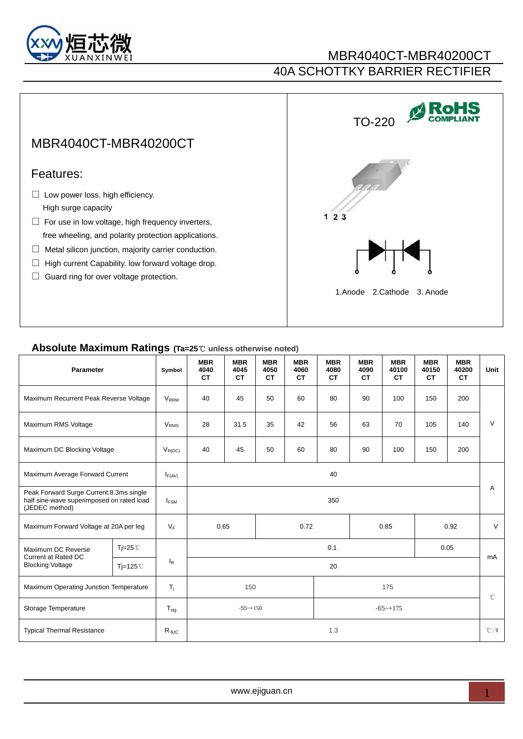# MBR4040CT-MBR40200CT

## 40A SCHOTTKY BARRIER RECTIFIER

## MBR4040CT-MBR40200CT

### Features:

- Low power loss. high efficiency. High surge capacity
- For use in low voltage, high frequency inverters, free wheeling, and polarity protection applications.
- Metal silicon junction, majority carrier conduction.
- High current Capability. low forward voltage drop.
- Guard ring for over voltage protection.

TO-220

RoHS COMPLIANT

1 2 3

1.Anode 2.Cathode 3. Anode

## Absolute Maximum Ratings (Ta=25℃ unless otherwise noted)

| Parameter | | Symbol | MBR 4040 CT | MBR 4045 CT | MBR 4050 CT | MBR 4060 CT | MBR 4080 CT | MBR 4090 CT | MBR 40100 CT | MBR 40150 CT | MBR 40200 CT | Unit |
|---|---|---|---|---|---|---|---|---|---|---|---|---|
| Maximum Recurrent Peak Reverse Voltage | | $V_{RRM}$ | 40 | 45 | 50 | 60 | 80 | 90 | 100 | 150 | 200 | V |
| Maximum RMS Voltage | | $V_{RMS}$ | 28 | 31.5 | 35 | 42 | 56 | 63 | 70 | 105 | 140 | V |
| Maximum DC Blocking Voltage | | $V_{R(DC)}$ | 40 | 45 | 50 | 60 | 80 | 90 | 100 | 150 | 200 | V |
| Maximum Average Forward Current | | $I_{F(AV)}$ | 40 | | | | | | | | | A |
| Peak Forward Surge Current:8.3ms single half sine-wave superimposed on rated load (JEDEC method) | | $I_{FSM}$ | 350 | | | | | | | | | A |
| Maximum Forward Voltage at 20A per leg | | $V_F$ | 0.65 | | 0.72 | | | 0.85 | | 0.92 | | V |
| Maximum DC Reverse Current at Rated DC Blocking Voltage | Tj=25℃ | $I_R$ | 0.1 | | | | | | | 0.05 | | mA |
| | Tj=125℃ | | 20 | | | | | | | | | mA |
| Maximum Operating Junction Temperature | | $T_j$ | 150 | | | | 175 | | | | | ℃ |
| Storage Temperature | | $T_{stg}$ | -55~+150 | | | | -65~+175 | | | | | ℃ |
| Typical Thermal Resistance | | $R_{θJC}$ | 1.3 | | | | | | | | | ℃/W |

www.ejiguan.cn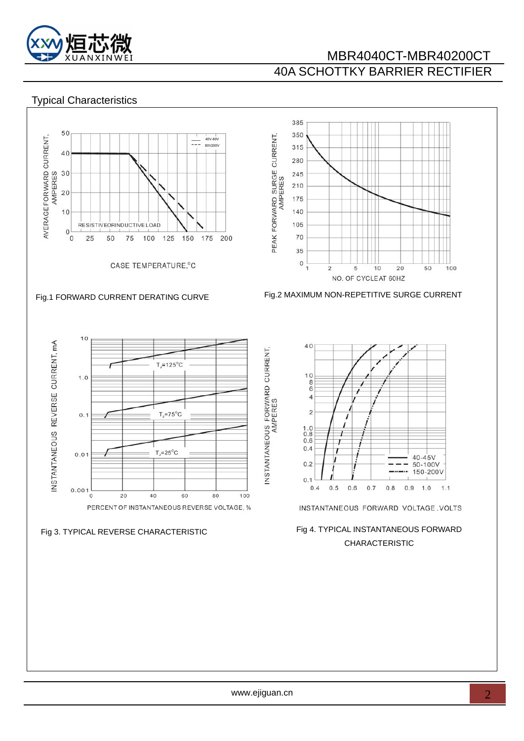## Typical Characteristics

AVERAGE FORWARD CURRENT, AMPERES

40V-60V
80V200V

RESISTIVEORINDUCTIVE LOAD

CASE TEMPERATURE,°C

Fig.1 FORWARD CURRENT DERATING CURVE

PEAK FORWARD SURGE CURRENT, AMPERES

NO. OF CYCLEAT 60HZ

Fig.2 MAXIMUM NON-REPETITIVE SURGE CURRENT

INSTANTANEOUS REVERSE CURRENT, mA

$T_J$=125°C

$T_J$=75°C

$T_J$=25°C

PERCENT OF INSTANTANEOUS REVERSE VOLTAGE, %

Fig 3. TYPICAL REVERSE CHARACTERISTIC

INSTANTANEOUS FORWARD CURRENT, AMPERES

40-45V
50-100V
150-200V

INSTANTANEOUS FORWARD VOLTAGE .VOLTS

Fig 4. TYPICAL INSTANTANEOUS FORWARD CHARACTERISTIC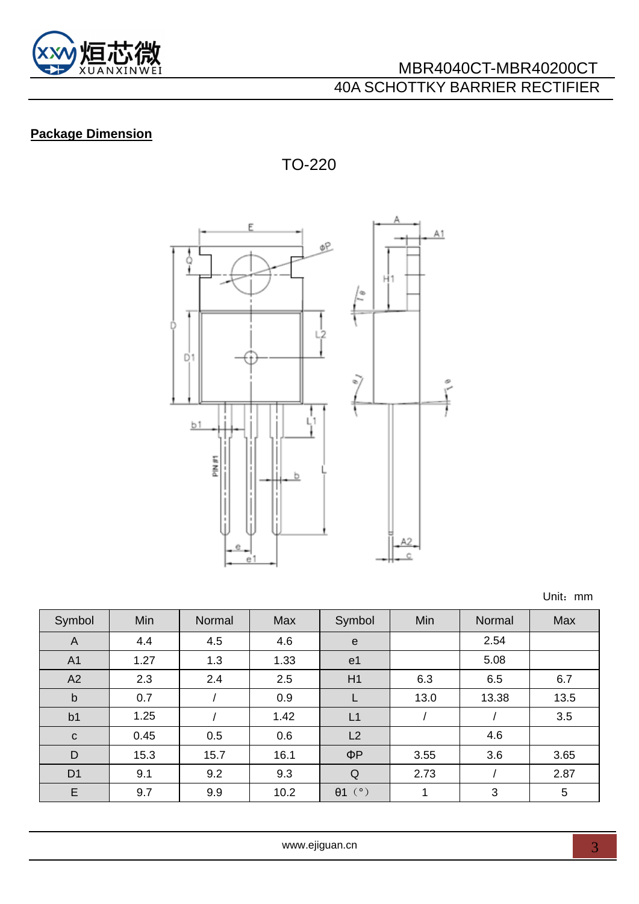## Package Dimension

TO-220

Unit：mm

| Symbol | Min | Normal | Max | Symbol | Min | Normal | Max |
|---|---|---|---|---|---|---|---|
| A | 4.4 | 4.5 | 4.6 | e | | 2.54 | |
| A1 | 1.27 | 1.3 | 1.33 | e1 | | 5.08 | |
| A2 | 2.3 | 2.4 | 2.5 | H1 | 6.3 | 6.5 | 6.7 |
| b | 0.7 | / | 0.9 | L | 13.0 | 13.38 | 13.5 |
| b1 | 1.25 | / | 1.42 | L1 | / | / | 3.5 |
| c | 0.45 | 0.5 | 0.6 | L2 | | 4.6 | |
| D | 15.3 | 15.7 | 16.1 | ΦP | 3.55 | 3.6 | 3.65 |
| D1 | 9.1 | 9.2 | 9.3 | Q | 2.73 | / | 2.87 |
| E | 9.7 | 9.9 | 10.2 | θ1（°） | 1 | 3 | 5 |